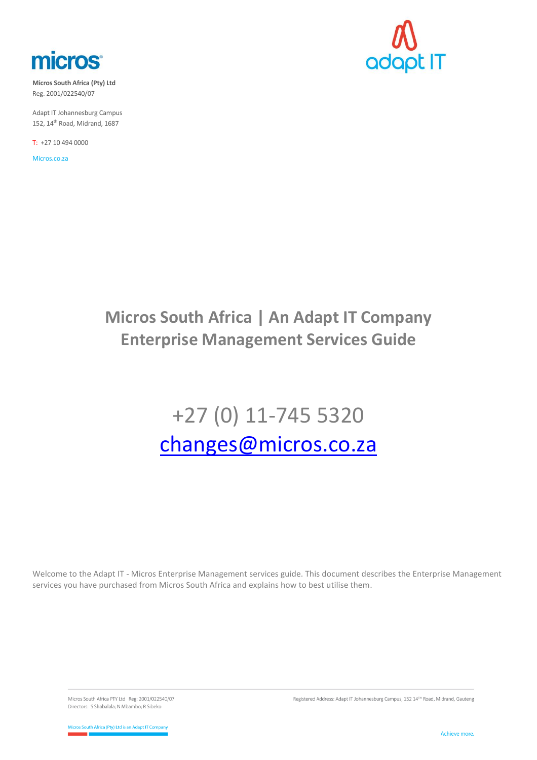**Micros South Africa (Pty) Ltd**
Reg. 2001/022540/07

Adapt IT Johannesburg Campus
152, 14th Road, Midrand, 1687

T: +27 10 494 0000

Micros.co.za

# Micros South Africa | An Adapt IT Company
# Enterprise Management Services Guide

+27 (0) 11-745 5320

changes@micros.co.za

Welcome to the Adapt IT - Micros Enterprise Management services guide. This document describes the Enterprise Management services you have purchased from Micros South Africa and explains how to best utilise them.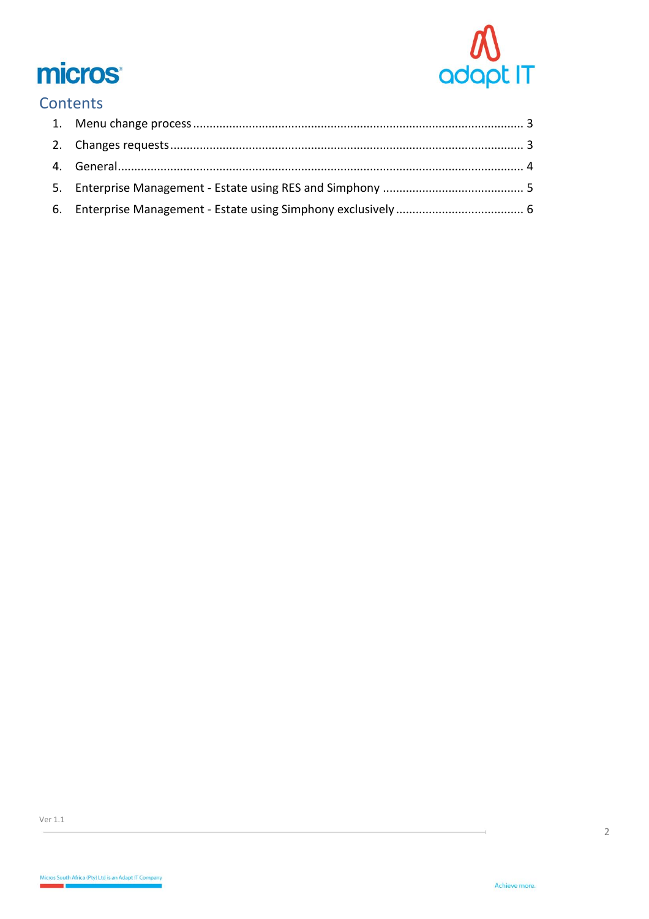## Contents

1. Menu change process ........................................................................................... 3
2. Changes requests ................................................................................................. 3
4. General ................................................................................................................. 4
5. Enterprise Management - Estate using RES and Simphony ........................................... 5
6. Enterprise Management - Estate using Simphony exclusively ...................................... 6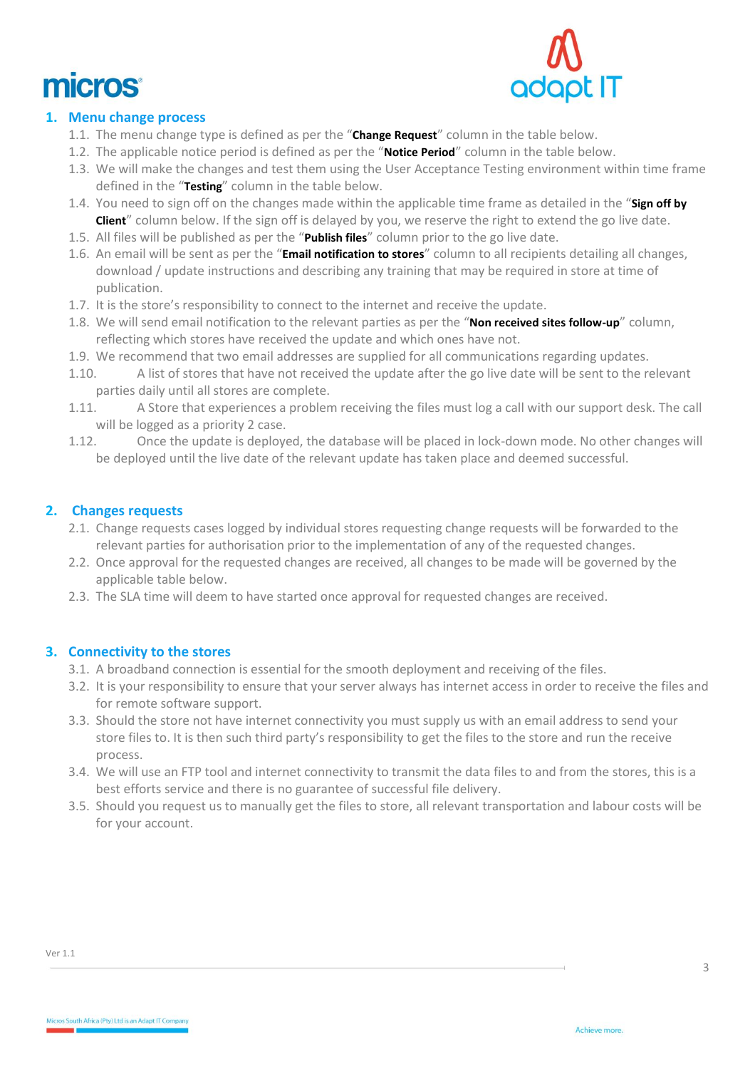## 1. Menu change process

1.1. The menu change type is defined as per the "**Change Request**" column in the table below.

1.2. The applicable notice period is defined as per the "**Notice Period**" column in the table below.

1.3. We will make the changes and test them using the User Acceptance Testing environment within time frame defined in the "**Testing**" column in the table below.

1.4. You need to sign off on the changes made within the applicable time frame as detailed in the "**Sign off by Client**" column below. If the sign off is delayed by you, we reserve the right to extend the go live date.

1.5. All files will be published as per the "**Publish files**" column prior to the go live date.

1.6. An email will be sent as per the "**Email notification to stores**" column to all recipients detailing all changes, download / update instructions and describing any training that may be required in store at time of publication.

1.7. It is the store's responsibility to connect to the internet and receive the update.

1.8. We will send email notification to the relevant parties as per the "**Non received sites follow-up**" column, reflecting which stores have received the update and which ones have not.

1.9. We recommend that two email addresses are supplied for all communications regarding updates.

1.10. A list of stores that have not received the update after the go live date will be sent to the relevant parties daily until all stores are complete.

1.11. A Store that experiences a problem receiving the files must log a call with our support desk. The call will be logged as a priority 2 case.

1.12. Once the update is deployed, the database will be placed in lock-down mode. No other changes will be deployed until the live date of the relevant update has taken place and deemed successful.

## 2. Changes requests

2.1. Change requests cases logged by individual stores requesting change requests will be forwarded to the relevant parties for authorisation prior to the implementation of any of the requested changes.

2.2. Once approval for the requested changes are received, all changes to be made will be governed by the applicable table below.

2.3. The SLA time will deem to have started once approval for requested changes are received.

## 3. Connectivity to the stores

3.1. A broadband connection is essential for the smooth deployment and receiving of the files.

3.2. It is your responsibility to ensure that your server always has internet access in order to receive the files and for remote software support.

3.3. Should the store not have internet connectivity you must supply us with an email address to send your store files to. It is then such third party's responsibility to get the files to the store and run the receive process.

3.4. We will use an FTP tool and internet connectivity to transmit the data files to and from the stores, this is a best efforts service and there is no guarantee of successful file delivery.

3.5. Should you request us to manually get the files to store, all relevant transportation and labour costs will be for your account.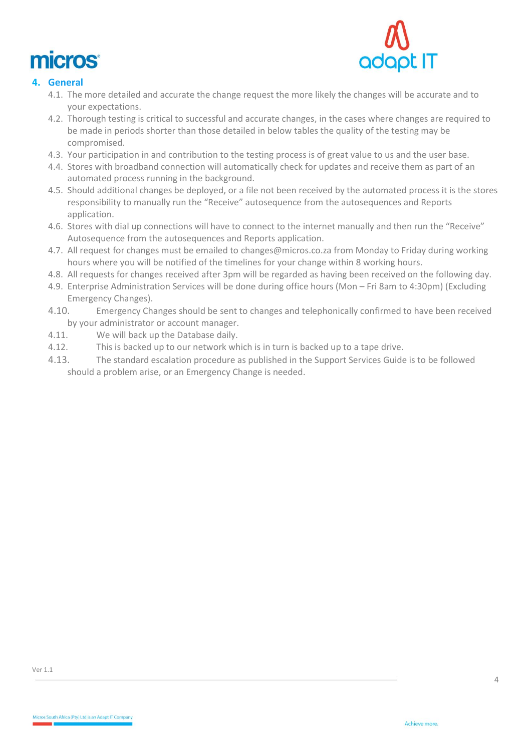## 4. General

4.1. The more detailed and accurate the change request the more likely the changes will be accurate and to your expectations.

4.2. Thorough testing is critical to successful and accurate changes, in the cases where changes are required to be made in periods shorter than those detailed in below tables the quality of the testing may be compromised.

4.3. Your participation in and contribution to the testing process is of great value to us and the user base.

4.4. Stores with broadband connection will automatically check for updates and receive them as part of an automated process running in the background.

4.5. Should additional changes be deployed, or a file not been received by the automated process it is the stores responsibility to manually run the “Receive” autosequence from the autosequences and Reports application.

4.6. Stores with dial up connections will have to connect to the internet manually and then run the “Receive” Autosequence from the autosequences and Reports application.

4.7. All request for changes must be emailed to changes@micros.co.za from Monday to Friday during working hours where you will be notified of the timelines for your change within 8 working hours.

4.8. All requests for changes received after 3pm will be regarded as having been received on the following day.

4.9. Enterprise Administration Services will be done during office hours (Mon – Fri 8am to 4:30pm) (Excluding Emergency Changes).

4.10. Emergency Changes should be sent to changes and telephonically confirmed to have been received by your administrator or account manager.

4.11. We will back up the Database daily.

4.12. This is backed up to our network which is in turn is backed up to a tape drive.

4.13. The standard escalation procedure as published in the Support Services Guide is to be followed should a problem arise, or an Emergency Change is needed.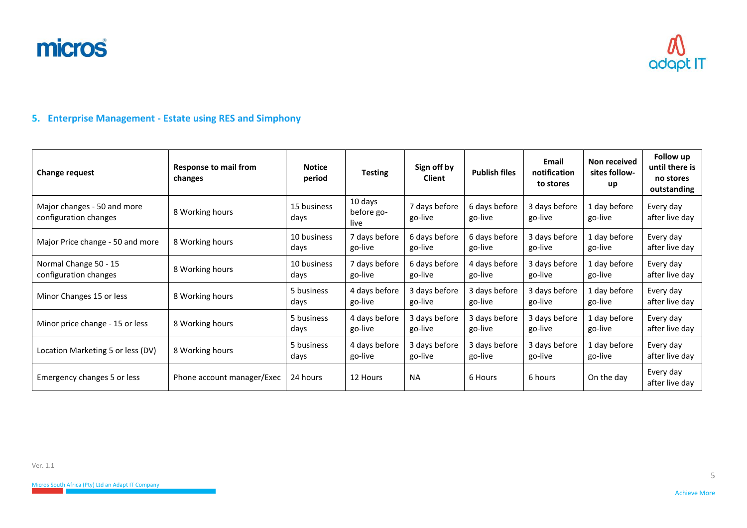## 5. Enterprise Management - Estate using RES and Simphony

| Change request | Response to mail from changes | Notice period | Testing | Sign off by Client | Publish files | Email notification to stores | Non received sites follow-up | Follow up until there is no stores outstanding |
|---|---|---|---|---|---|---|---|---|
| Major changes - 50 and more configuration changes | 8 Working hours | 15 business days | 10 days before go-live | 7 days before go-live | 6 days before go-live | 3 days before go-live | 1 day before go-live | Every day after live day |
| Major Price change - 50 and more | 8 Working hours | 10 business days | 7 days before go-live | 6 days before go-live | 6 days before go-live | 3 days before go-live | 1 day before go-live | Every day after live day |
| Normal Change 50 - 15 configuration changes | 8 Working hours | 10 business days | 7 days before go-live | 6 days before go-live | 4 days before go-live | 3 days before go-live | 1 day before go-live | Every day after live day |
| Minor Changes 15 or less | 8 Working hours | 5 business days | 4 days before go-live | 3 days before go-live | 3 days before go-live | 3 days before go-live | 1 day before go-live | Every day after live day |
| Minor price change - 15 or less | 8 Working hours | 5 business days | 4 days before go-live | 3 days before go-live | 3 days before go-live | 3 days before go-live | 1 day before go-live | Every day after live day |
| Location Marketing 5 or less (DV) | 8 Working hours | 5 business days | 4 days before go-live | 3 days before go-live | 3 days before go-live | 3 days before go-live | 1 day before go-live | Every day after live day |
| Emergency changes 5 or less | Phone account manager/Exec | 24 hours | 12 Hours | NA | 6 Hours | 6 hours | On the day | Every day after live day |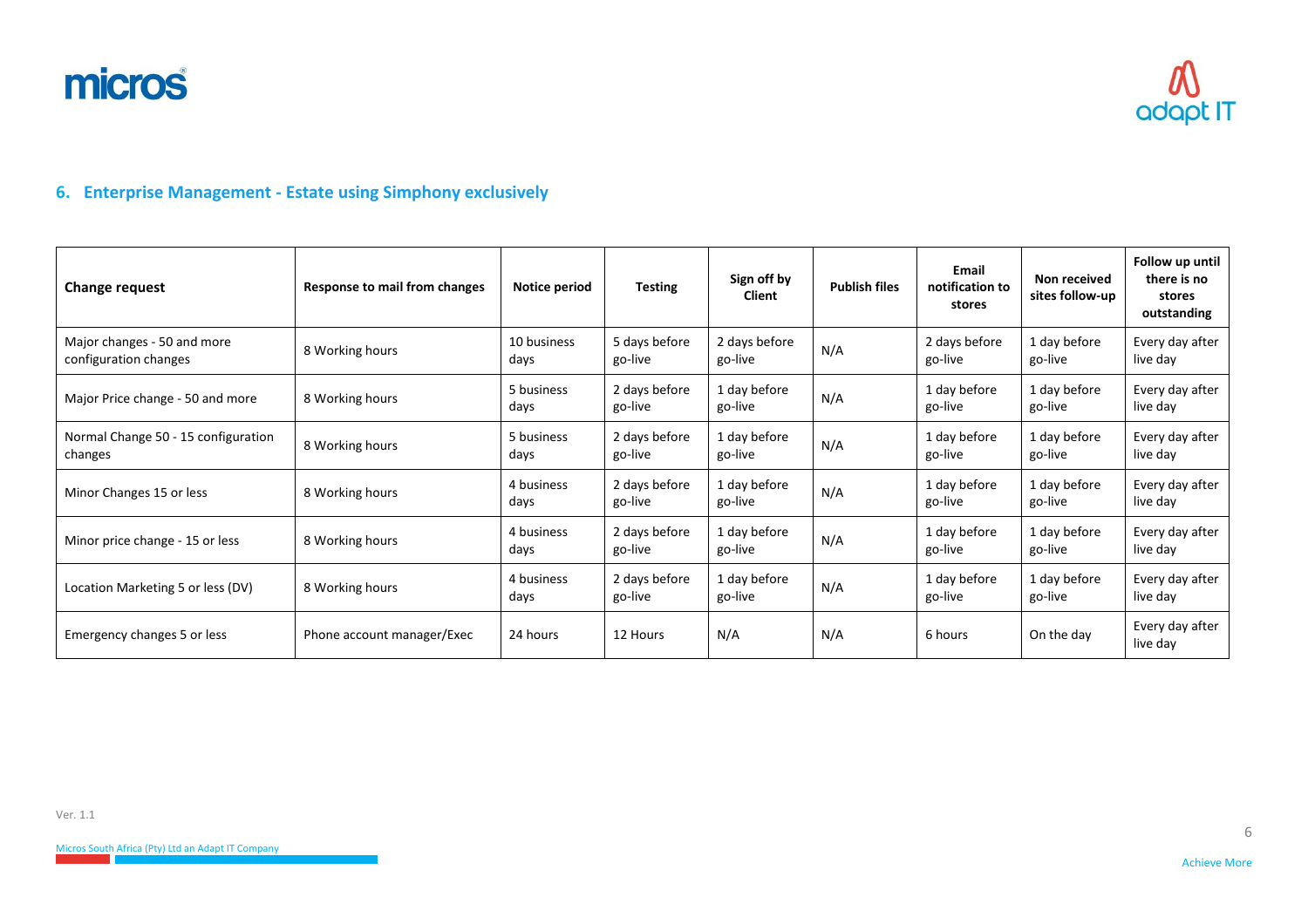## 6. Enterprise Management - Estate using Simphony exclusively

| Change request | Response to mail from changes | Notice period | Testing | Sign off by Client | Publish files | Email notification to stores | Non received sites follow-up | Follow up until there is no stores outstanding |
|---|---|---|---|---|---|---|---|---|
| Major changes - 50 and more configuration changes | 8 Working hours | 10 business days | 5 days before go-live | 2 days before go-live | N/A | 2 days before go-live | 1 day before go-live | Every day after live day |
| Major Price change - 50 and more | 8 Working hours | 5 business days | 2 days before go-live | 1 day before go-live | N/A | 1 day before go-live | 1 day before go-live | Every day after live day |
| Normal Change 50 - 15 configuration changes | 8 Working hours | 5 business days | 2 days before go-live | 1 day before go-live | N/A | 1 day before go-live | 1 day before go-live | Every day after live day |
| Minor Changes 15 or less | 8 Working hours | 4 business days | 2 days before go-live | 1 day before go-live | N/A | 1 day before go-live | 1 day before go-live | Every day after live day |
| Minor price change - 15 or less | 8 Working hours | 4 business days | 2 days before go-live | 1 day before go-live | N/A | 1 day before go-live | 1 day before go-live | Every day after live day |
| Location Marketing 5 or less (DV) | 8 Working hours | 4 business days | 2 days before go-live | 1 day before go-live | N/A | 1 day before go-live | 1 day before go-live | Every day after live day |
| Emergency changes 5 or less | Phone account manager/Exec | 24 hours | 12 Hours | N/A | N/A | 6 hours | On the day | Every day after live day |